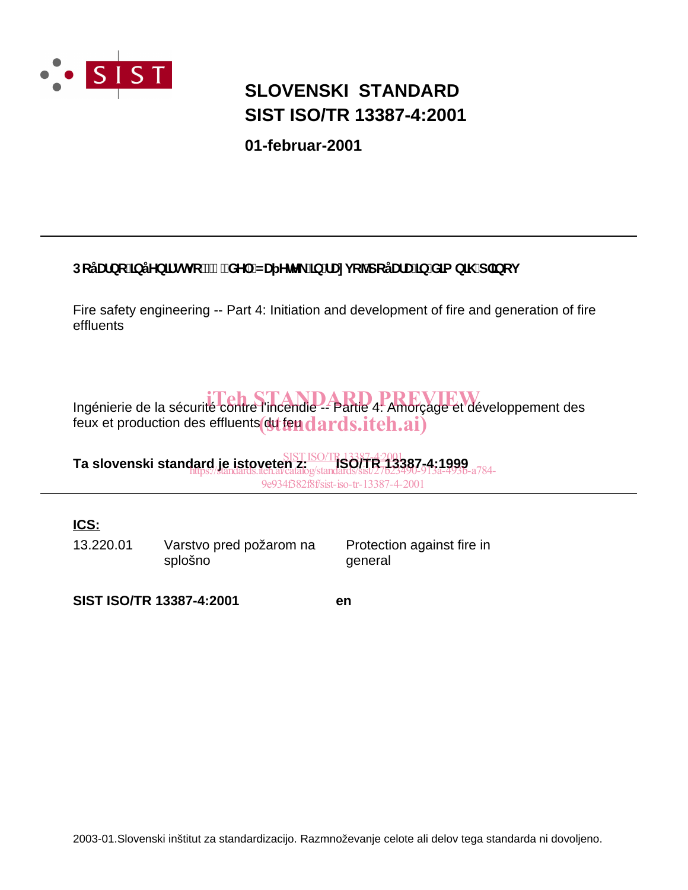# SLOVENSKI STANDARD
# SIST ISO/TR 13387-4:2001

**01-februar-2001**

---

**3RåDUQRLQåHQLUVWYRGHO=DþHWHNLQUD]YRMSRåDUDLQGLPQLKSOLQRY**

Fire safety engineering -- Part 4: Initiation and development of fire and generation of fire effluents

Ingénierie de la sécurité contre l'incendie -- Partie 4: Amorçage et développement des feux et production des effluents du feu

iTeh STANDARD PREVIEW
(standards.iteh.ai)

SIST ISO/TR 13387-4:2001
https://standards.iteh.ai/catalog/standards/sist/27b23490-913a-493b-a784-9e934f382f8f/sist-iso-tr-13387-4-2001

**Ta slovenski standard je istoveten z: ISO/TR 13387-4:1999**

---

**ICS:**

| | | |
|---|---|---|
| 13.220.01 | Varstvo pred požarom na splošno | Protection against fire in general |

**SIST ISO/TR 13387-4:2001** **en**

2003-01.Slovenski inštitut za standardizacijo. Razmnoževanje celote ali delov tega standarda ni dovoljeno.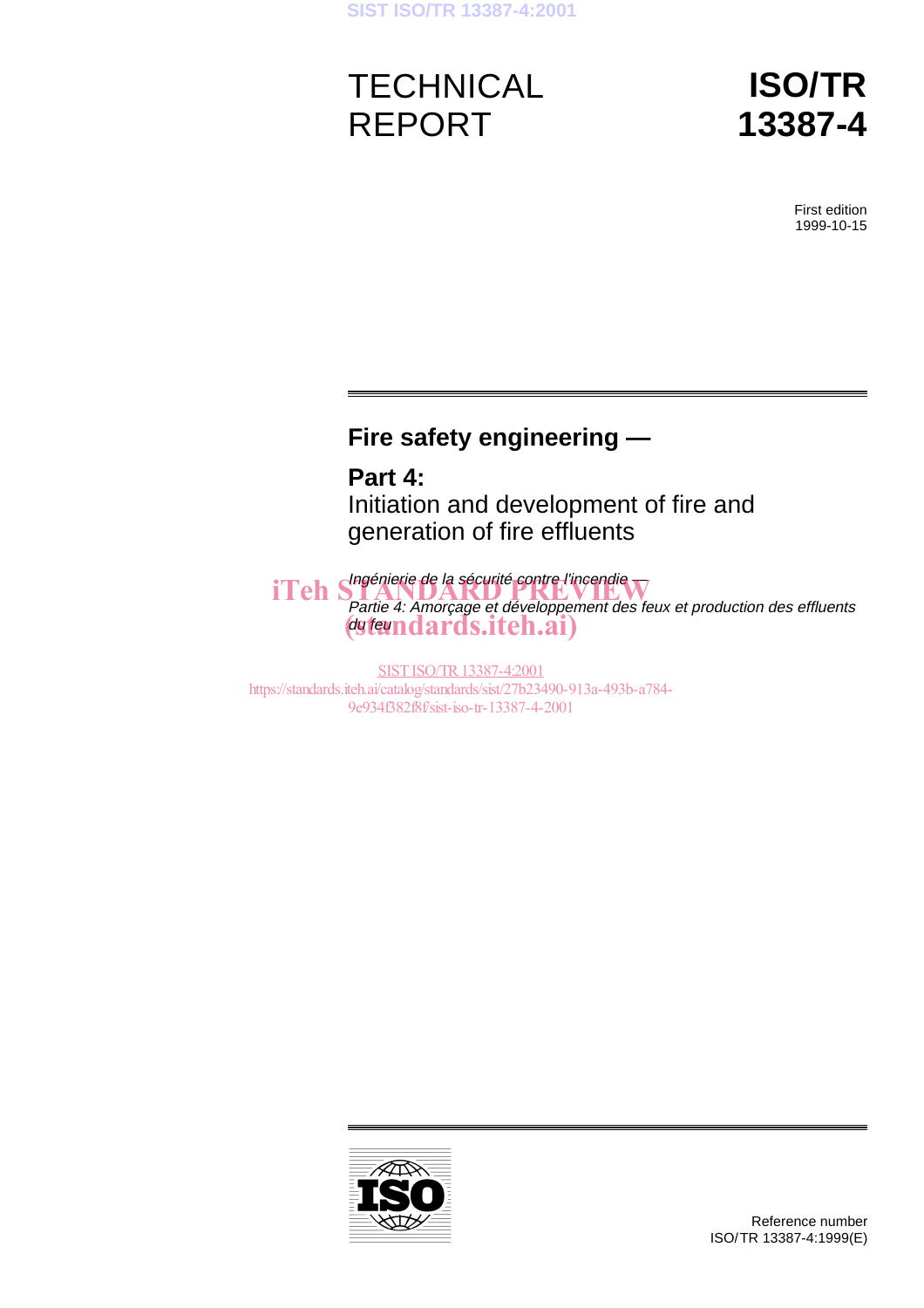TECHNICAL REPORT

# ISO/TR 13387-4

First edition
1999-10-15

## Fire safety engineering —

### Part 4:
Initiation and development of fire and generation of fire effluents

*Ingénierie de la sécurité contre l'incendie —*

*Partie 4: Amorçage et développement des feux et production des effluents du feu*

Reference number
ISO/TR 13387-4:1999(E)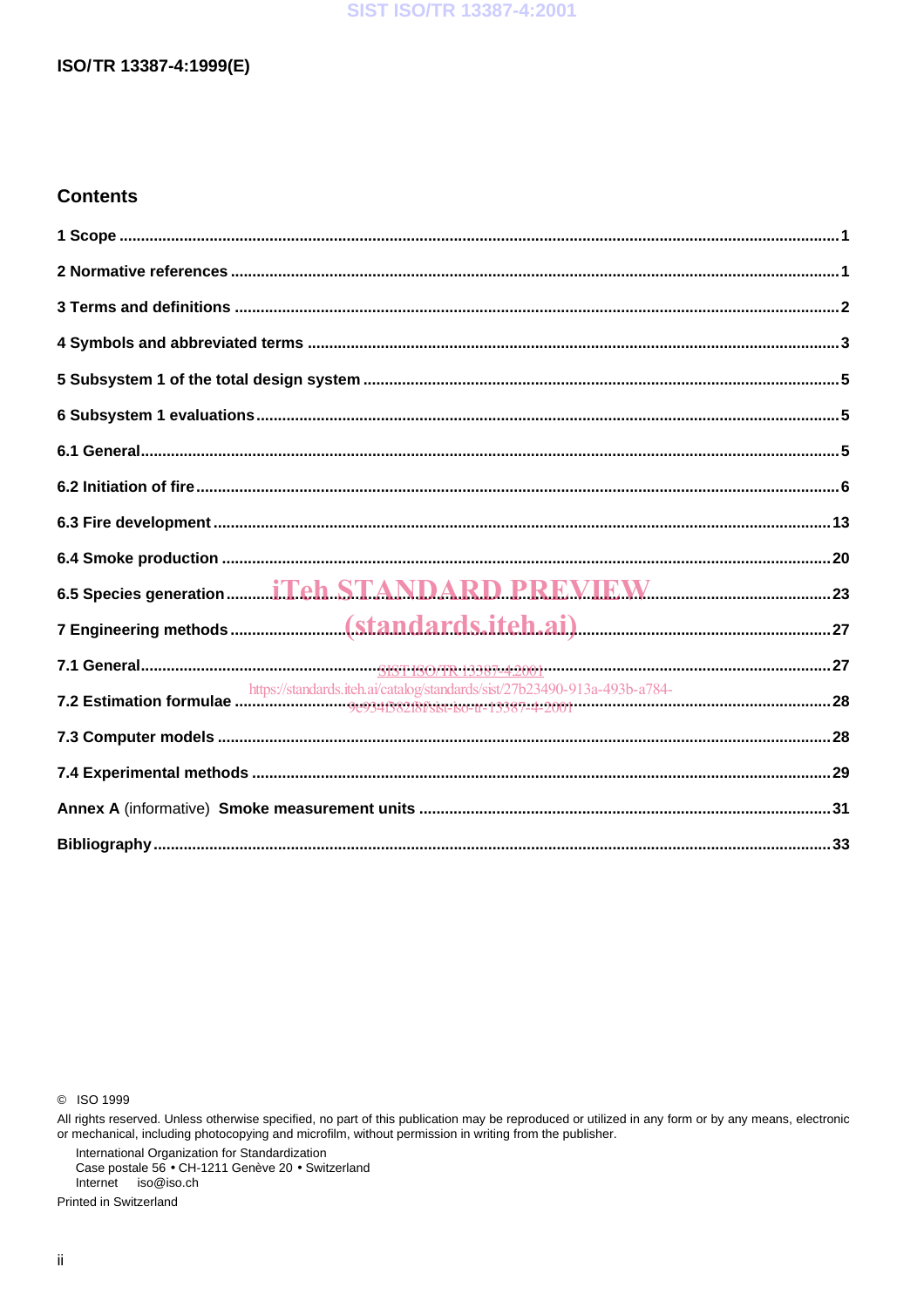## Contents

1 Scope ........................................................................................................................................................1

2 Normative references ..............................................................................................................................1

3 Terms and definitions ..............................................................................................................................2

4 Symbols and abbreviated terms .............................................................................................................3

5 Subsystem 1 of the total design system ................................................................................................5

6 Subsystem 1 evaluations.........................................................................................................................5

6.1 General.......................................................................................................................................................5

6.2 Initiation of fire...........................................................................................................................................6

6.3 Fire development.....................................................................................................................................13

6.4 Smoke production ...................................................................................................................................20

6.5 Species generation..................................................................................................................................23

7 Engineering methods..............................................................................................................................27

7.1 General......................................................................................................................................................27

7.2 Estimation formulae ................................................................................................................................28

7.3 Computer models ....................................................................................................................................28

7.4 Experimental methods ............................................................................................................................29

Annex A (informative) Smoke measurement units ......................................................................................31

Bibliography....................................................................................................................................................33

© ISO 1999

All rights reserved. Unless otherwise specified, no part of this publication may be reproduced or utilized in any form or by any means, electronic or mechanical, including photocopying and microfilm, without permission in writing from the publisher.

International Organization for Standardization
Case postale 56 • CH-1211 Genève 20 • Switzerland
Internet iso@iso.ch

Printed in Switzerland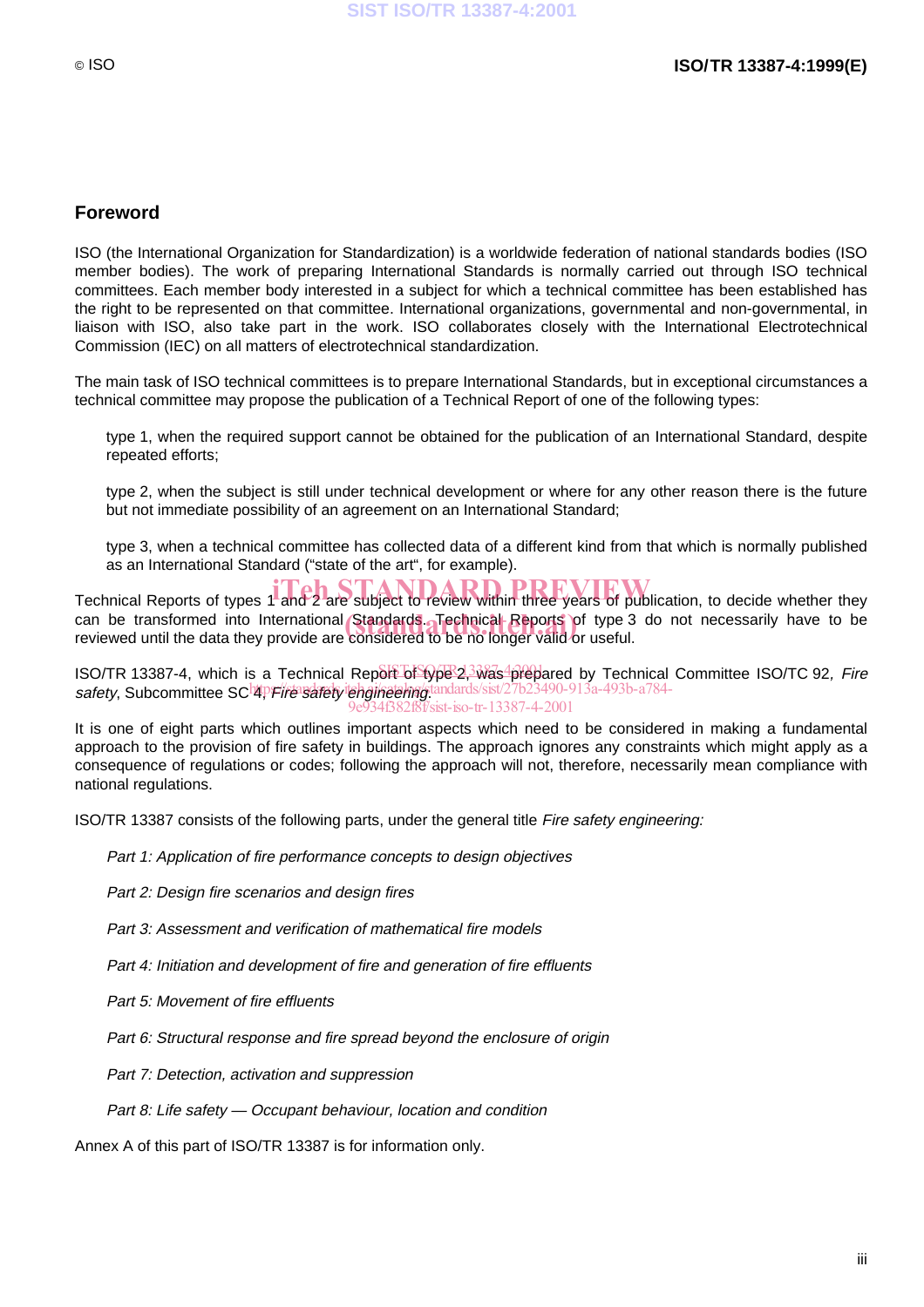## Foreword

ISO (the International Organization for Standardization) is a worldwide federation of national standards bodies (ISO member bodies). The work of preparing International Standards is normally carried out through ISO technical committees. Each member body interested in a subject for which a technical committee has been established has the right to be represented on that committee. International organizations, governmental and non-governmental, in liaison with ISO, also take part in the work. ISO collaborates closely with the International Electrotechnical Commission (IEC) on all matters of electrotechnical standardization.

The main task of ISO technical committees is to prepare International Standards, but in exceptional circumstances a technical committee may propose the publication of a Technical Report of one of the following types:

type 1, when the required support cannot be obtained for the publication of an International Standard, despite repeated efforts;

type 2, when the subject is still under technical development or where for any other reason there is the future but not immediate possibility of an agreement on an International Standard;

type 3, when a technical committee has collected data of a different kind from that which is normally published as an International Standard ("state of the art", for example).

Technical Reports of types 1 and 2 are subject to review within three years of publication, to decide whether they can be transformed into International Standards. Technical Reports of type 3 do not necessarily have to be reviewed until the data they provide are considered to be no longer valid or useful.

ISO/TR 13387-4, which is a Technical Report of type 2, was prepared by Technical Committee ISO/TC 92, *Fire safety*, Subcommittee SC 4, *Fire safety engineering*.

It is one of eight parts which outlines important aspects which need to be considered in making a fundamental approach to the provision of fire safety in buildings. The approach ignores any constraints which might apply as a consequence of regulations or codes; following the approach will not, therefore, necessarily mean compliance with national regulations.

ISO/TR 13387 consists of the following parts, under the general title *Fire safety engineering:*

*Part 1: Application of fire performance concepts to design objectives*

*Part 2: Design fire scenarios and design fires*

*Part 3: Assessment and verification of mathematical fire models*

*Part 4: Initiation and development of fire and generation of fire effluents*

*Part 5: Movement of fire effluents*

*Part 6: Structural response and fire spread beyond the enclosure of origin*

*Part 7: Detection, activation and suppression*

*Part 8: Life safety — Occupant behaviour, location and condition*

Annex A of this part of ISO/TR 13387 is for information only.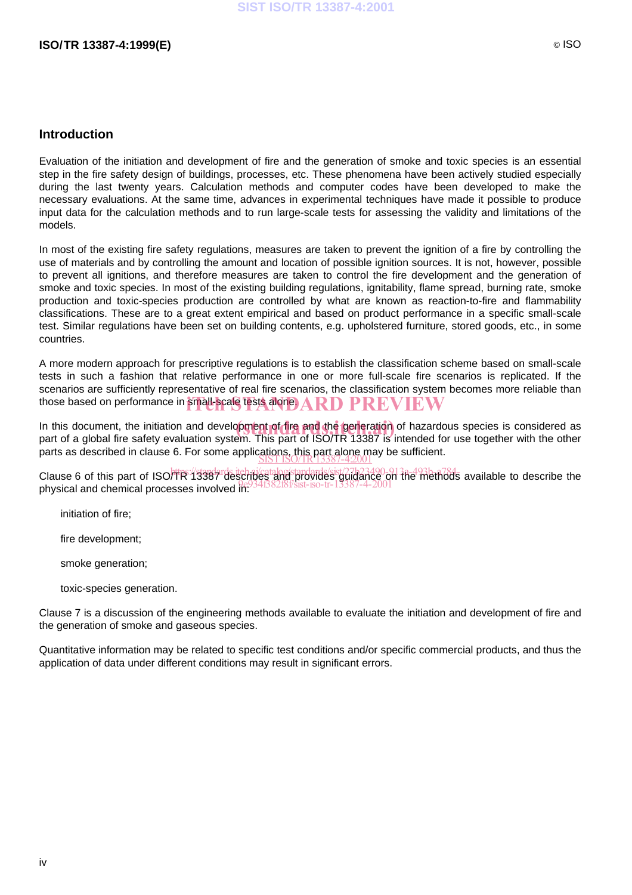## Introduction

Evaluation of the initiation and development of fire and the generation of smoke and toxic species is an essential step in the fire safety design of buildings, processes, etc. These phenomena have been actively studied especially during the last twenty years. Calculation methods and computer codes have been developed to make the necessary evaluations. At the same time, advances in experimental techniques have made it possible to produce input data for the calculation methods and to run large-scale tests for assessing the validity and limitations of the models.

In most of the existing fire safety regulations, measures are taken to prevent the ignition of a fire by controlling the use of materials and by controlling the amount and location of possible ignition sources. It is not, however, possible to prevent all ignitions, and therefore measures are taken to control the fire development and the generation of smoke and toxic species. In most of the existing building regulations, ignitability, flame spread, burning rate, smoke production and toxic-species production are controlled by what are known as reaction-to-fire and flammability classifications. These are to a great extent empirical and based on product performance in a specific small-scale test. Similar regulations have been set on building contents, e.g. upholstered furniture, stored goods, etc., in some countries.

A more modern approach for prescriptive regulations is to establish the classification scheme based on small-scale tests in such a fashion that relative performance in one or more full-scale fire scenarios is replicated. If the scenarios are sufficiently representative of real fire scenarios, the classification system becomes more reliable than those based on performance in small-scale tests alone.

In this document, the initiation and development of fire and the generation of hazardous species is considered as part of a global fire safety evaluation system. This part of ISO/TR 13387 is intended for use together with the other parts as described in clause 6. For some applications, this part alone may be sufficient.

Clause 6 of this part of ISO/TR 13387 describes and provides guidance on the methods available to describe the physical and chemical processes involved in:

- initiation of fire;
- fire development;
- smoke generation;
- toxic-species generation.

Clause 7 is a discussion of the engineering methods available to evaluate the initiation and development of fire and the generation of smoke and gaseous species.

Quantitative information may be related to specific test conditions and/or specific commercial products, and thus the application of data under different conditions may result in significant errors.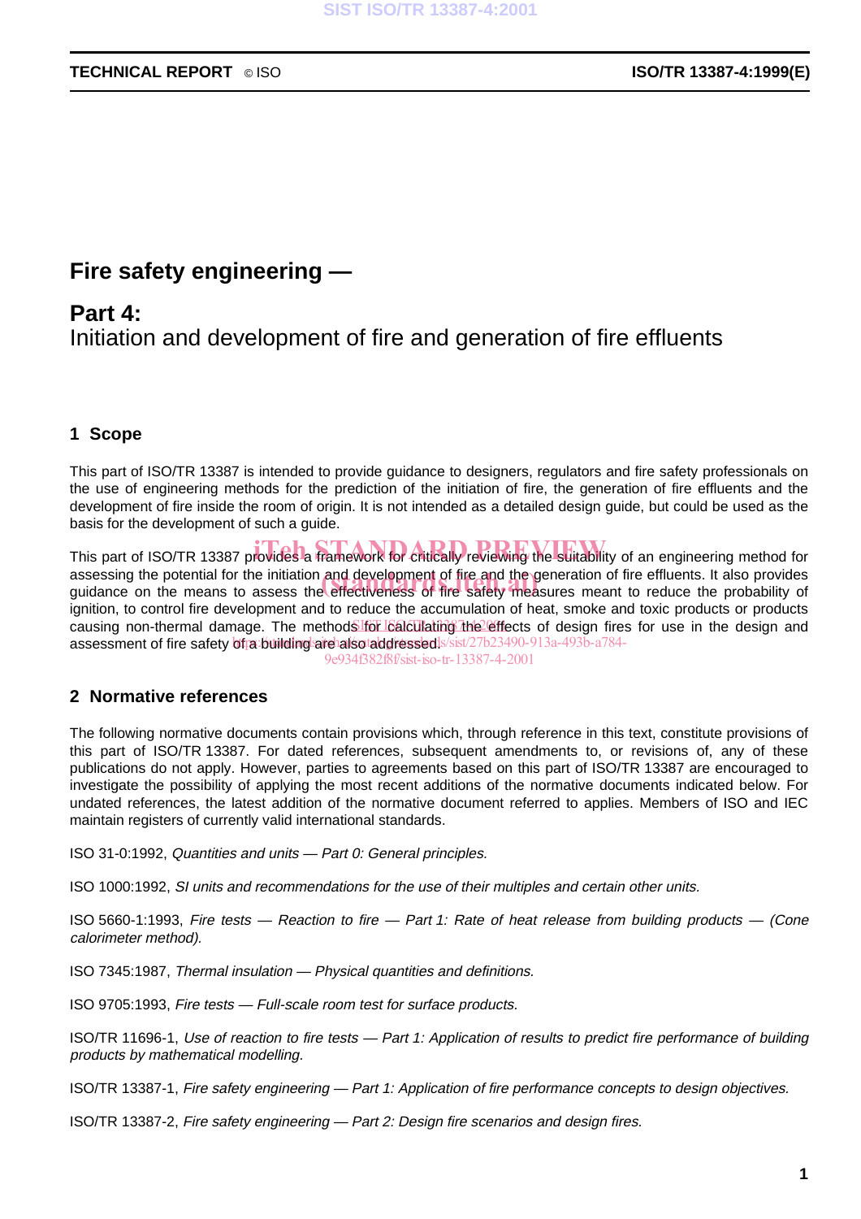# Fire safety engineering —

## Part 4:
Initiation and development of fire and generation of fire effluents

## 1 Scope

This part of ISO/TR 13387 is intended to provide guidance to designers, regulators and fire safety professionals on the use of engineering methods for the prediction of the initiation of fire, the generation of fire effluents and the development of fire inside the room of origin. It is not intended as a detailed design guide, but could be used as the basis for the development of such a guide.

This part of ISO/TR 13387 provides a framework for critically reviewing the suitability of an engineering method for assessing the potential for the initiation and development of fire and the generation of fire effluents. It also provides guidance on the means to assess the effectiveness of fire safety measures meant to reduce the probability of ignition, to control fire development and to reduce the accumulation of heat, smoke and toxic products or products causing non-thermal damage. The methods for calculating the effects of design fires for use in the design and assessment of fire safety of a building are also addressed.

## 2 Normative references

The following normative documents contain provisions which, through reference in this text, constitute provisions of this part of ISO/TR 13387. For dated references, subsequent amendments to, or revisions of, any of these publications do not apply. However, parties to agreements based on this part of ISO/TR 13387 are encouraged to investigate the possibility of applying the most recent additions of the normative documents indicated below. For undated references, the latest addition of the normative document referred to applies. Members of ISO and IEC maintain registers of currently valid international standards.

ISO 31-0:1992, *Quantities and units — Part 0: General principles.*

ISO 1000:1992, *SI units and recommendations for the use of their multiples and certain other units.*

ISO 5660-1:1993, *Fire tests — Reaction to fire — Part 1: Rate of heat release from building products — (Cone calorimeter method).*

ISO 7345:1987, *Thermal insulation — Physical quantities and definitions.*

ISO 9705:1993, *Fire tests — Full-scale room test for surface products.*

ISO/TR 11696-1, *Use of reaction to fire tests — Part 1: Application of results to predict fire performance of building products by mathematical modelling.*

ISO/TR 13387-1, *Fire safety engineering — Part 1: Application of fire performance concepts to design objectives.*

ISO/TR 13387-2, *Fire safety engineering — Part 2: Design fire scenarios and design fires.*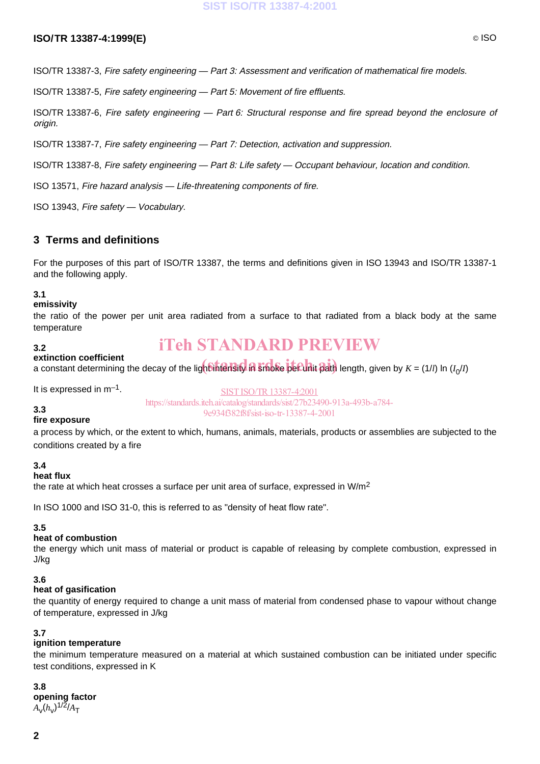ISO/TR 13387-3, *Fire safety engineering — Part 3: Assessment and verification of mathematical fire models.*

ISO/TR 13387-5, *Fire safety engineering — Part 5: Movement of fire effluents.*

ISO/TR 13387-6, *Fire safety engineering — Part 6: Structural response and fire spread beyond the enclosure of origin.*

ISO/TR 13387-7, *Fire safety engineering — Part 7: Detection, activation and suppression.*

ISO/TR 13387-8, *Fire safety engineering — Part 8: Life safety — Occupant behaviour, location and condition.*

ISO 13571, *Fire hazard analysis — Life-threatening components of fire.*

ISO 13943, *Fire safety — Vocabulary.*

## 3 Terms and definitions

For the purposes of this part of ISO/TR 13387, the terms and definitions given in ISO 13943 and ISO/TR 13387-1 and the following apply.

**3.1**
**emissivity**
the ratio of the power per unit area radiated from a surface to that radiated from a black body at the same temperature

**3.2**
**extinction coefficient**
a constant determining the decay of the light intensity in smoke per unit path length, given by $K = (1/l) \ln (I_0/I)$

It is expressed in $m^{-1}$.

**3.3**
**fire exposure**
a process by which, or the extent to which, humans, animals, materials, products or assemblies are subjected to the conditions created by a fire

**3.4**
**heat flux**
the rate at which heat crosses a surface per unit area of surface, expressed in $W/m^2$

In ISO 1000 and ISO 31-0, this is referred to as "density of heat flow rate".

**3.5**
**heat of combustion**
the energy which unit mass of material or product is capable of releasing by complete combustion, expressed in J/kg

**3.6**
**heat of gasification**
the quantity of energy required to change a unit mass of material from condensed phase to vapour without change of temperature, expressed in J/kg

**3.7**
**ignition temperature**
the minimum temperature measured on a material at which sustained combustion can be initiated under specific test conditions, expressed in K

**3.8**
**opening factor**
$A_v(h_v)^{1/2}/A_T$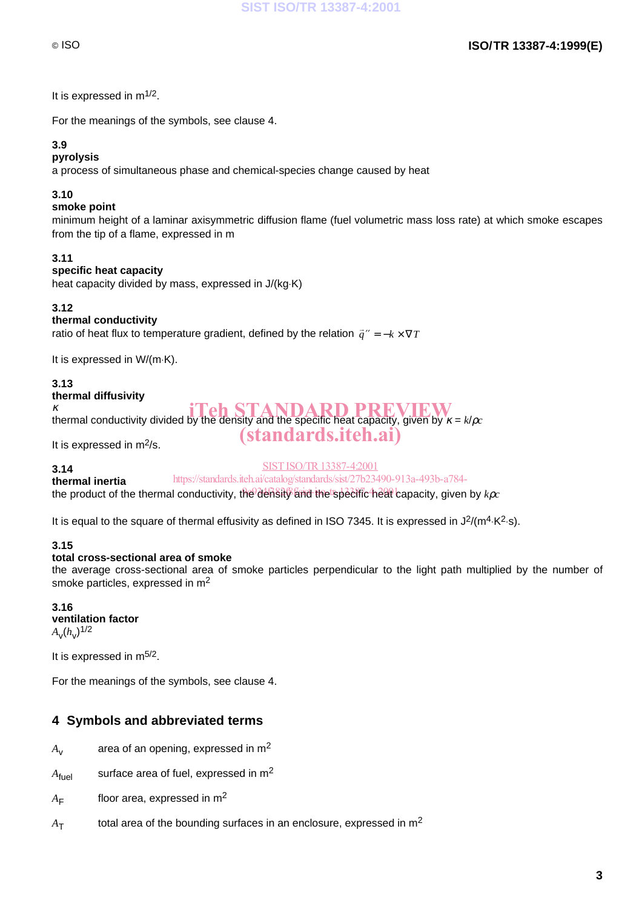It is expressed in $m^{1/2}$.

For the meanings of the symbols, see clause 4.

**3.9**
**pyrolysis**
a process of simultaneous phase and chemical-species change caused by heat

**3.10**
**smoke point**
minimum height of a laminar axisymmetric diffusion flame (fuel volumetric mass loss rate) at which smoke escapes from the tip of a flame, expressed in m

**3.11**
**specific heat capacity**
heat capacity divided by mass, expressed in J/(kg·K)

**3.12**
**thermal conductivity**
ratio of heat flux to temperature gradient, defined by the relation $\vec{q}'' = -k \times \nabla T$

It is expressed in W/(m·K).

**3.13**
**thermal diffusivity**
$\kappa$
thermal conductivity divided by the density and the specific heat capacity, given by $\kappa = k/\rho c$

It is expressed in $m^2/s$.

**3.14**
**thermal inertia**
the product of the thermal conductivity, the density and the specific heat capacity, given by $k\rho c$

It is equal to the square of thermal effusivity as defined in ISO 7345. It is expressed in $J^2/(m^4 \cdot K^2 \cdot s)$.

**3.15**
**total cross-sectional area of smoke**
the average cross-sectional area of smoke particles perpendicular to the light path multiplied by the number of smoke particles, expressed in $m^2$

**3.16**
**ventilation factor**
$A_v(h_v)^{1/2}$

It is expressed in $m^{5/2}$.

For the meanings of the symbols, see clause 4.

## 4 Symbols and abbreviated terms

$A_v$ area of an opening, expressed in $m^2$

$A_{fuel}$ surface area of fuel, expressed in $m^2$

$A_F$ floor area, expressed in $m^2$

$A_T$ total area of the bounding surfaces in an enclosure, expressed in $m^2$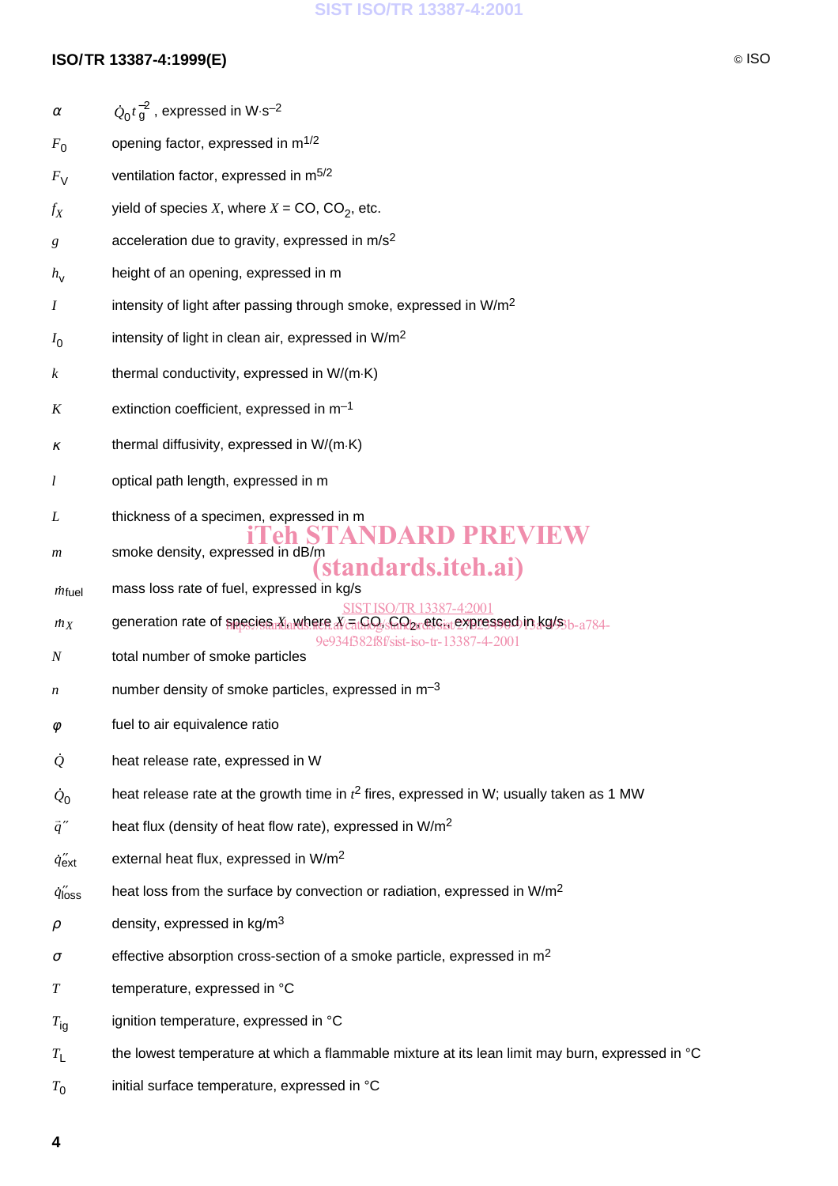$\alpha$ $\dot{Q}_0 t_g^{-2}$ , expressed in W·s$^{-2}$

$F_0$ opening factor, expressed in m$^{1/2}$

$F_V$ ventilation factor, expressed in m$^{5/2}$

$f_X$ yield of species $X$, where $X$ = CO, $CO_2$, etc.

$g$ acceleration due to gravity, expressed in m/s$^2$

$h_v$ height of an opening, expressed in m

$I$ intensity of light after passing through smoke, expressed in W/m$^2$

$I_0$ intensity of light in clean air, expressed in W/m$^2$

$k$ thermal conductivity, expressed in W/(m·K)

$K$ extinction coefficient, expressed in m$^{-1}$

$\kappa$ thermal diffusivity, expressed in W/(m·K)

$l$ optical path length, expressed in m

$L$ thickness of a specimen, expressed in m

$m$ smoke density, expressed in dB/m

$\dot{m}_{fuel}$ mass loss rate of fuel, expressed in kg/s

$\dot{m}_X$ generation rate of species $X$, where $X$ = CO, $CO_2$, etc., expressed in kg/s

$N$ total number of smoke particles

$n$ number density of smoke particles, expressed in m$^{-3}$

$\varphi$ fuel to air equivalence ratio

$\dot{Q}$ heat release rate, expressed in W

$\dot{Q}_0$ heat release rate at the growth time in $t^2$ fires, expressed in W; usually taken as 1 MW

$\vec{q}''$ heat flux (density of heat flow rate), expressed in W/m$^2$

$\dot{q}''_{ext}$ external heat flux, expressed in W/m$^2$

$\dot{q}''_{loss}$ heat loss from the surface by convection or radiation, expressed in W/m$^2$

$\rho$ density, expressed in kg/m$^3$

$\sigma$ effective absorption cross-section of a smoke particle, expressed in m$^2$

$T$ temperature, expressed in °C

$T_{ig}$ ignition temperature, expressed in °C

$T_L$ the lowest temperature at which a flammable mixture at its lean limit may burn, expressed in °C

$T_0$ initial surface temperature, expressed in °C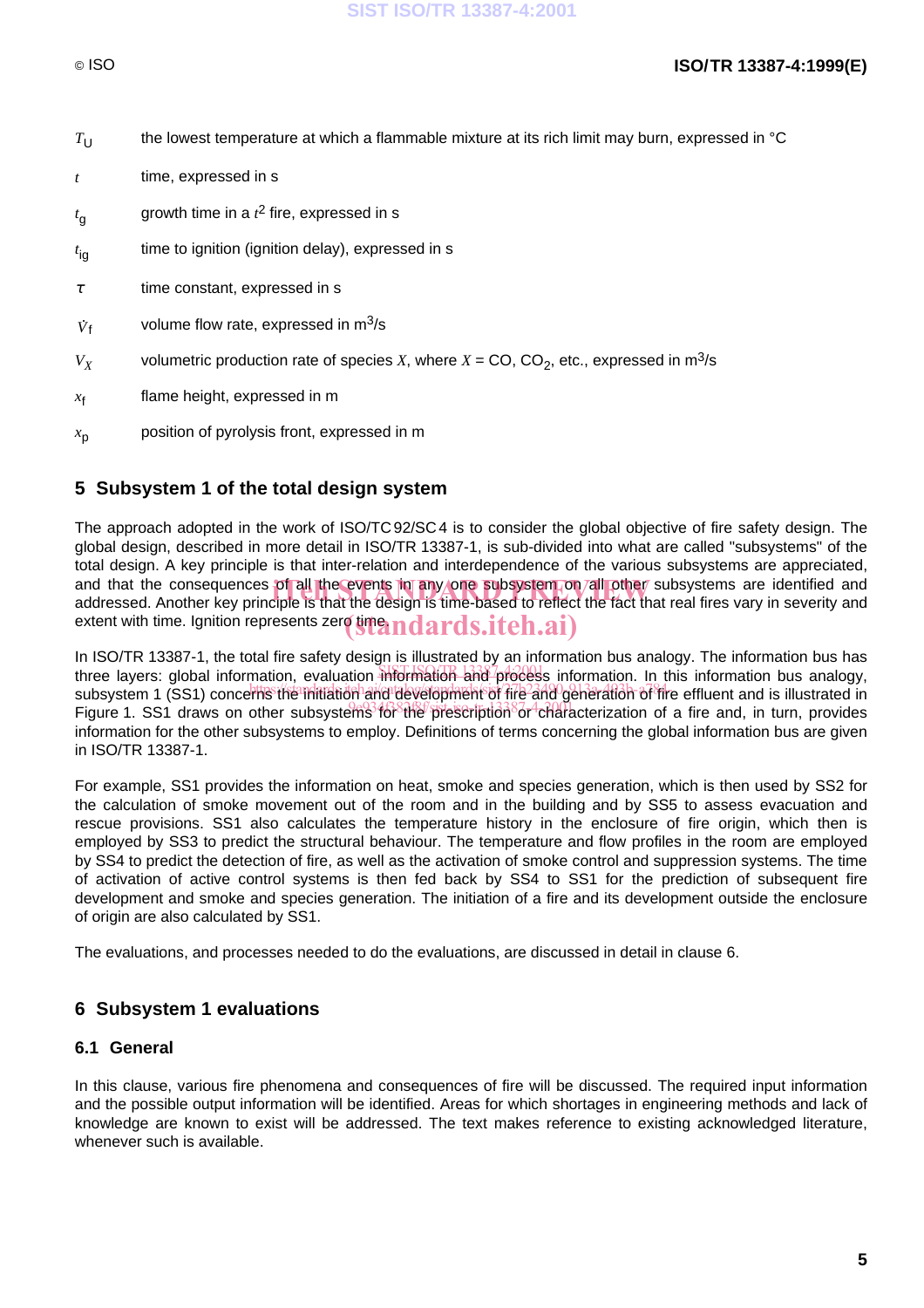$T_U$ the lowest temperature at which a flammable mixture at its rich limit may burn, expressed in °C

$t$ time, expressed in s

$t_g$ growth time in a $t^2$ fire, expressed in s

$t_{ig}$ time to ignition (ignition delay), expressed in s

$\tau$ time constant, expressed in s

$\dot{V}_f$ volume flow rate, expressed in $m^3/s$

$V_X$ volumetric production rate of species $X$, where $X$ = CO, $CO_2$, etc., expressed in $m^3/s$

$x_f$ flame height, expressed in m

$x_p$ position of pyrolysis front, expressed in m

## 5 Subsystem 1 of the total design system

The approach adopted in the work of ISO/TC 92/SC 4 is to consider the global objective of fire safety design. The global design, described in more detail in ISO/TR 13387-1, is sub-divided into what are called "subsystems" of the total design. A key principle is that inter-relation and interdependence of the various subsystems are appreciated, and that the consequences of all the events in any one subsystem on all other subsystems are identified and addressed. Another key principle is that the design is time-based to reflect the fact that real fires vary in severity and extent with time. Ignition represents zero time.

In ISO/TR 13387-1, the total fire safety design is illustrated by an information bus analogy. The information bus has three layers: global information, evaluation information and process information. In this information bus analogy, subsystem 1 (SS1) concerns the initiation and development of fire and generation of fire effluent and is illustrated in Figure 1. SS1 draws on other subsystems for the prescription or characterization of a fire and, in turn, provides information for the other subsystems to employ. Definitions of terms concerning the global information bus are given in ISO/TR 13387-1.

For example, SS1 provides the information on heat, smoke and species generation, which is then used by SS2 for the calculation of smoke movement out of the room and in the building and by SS5 to assess evacuation and rescue provisions. SS1 also calculates the temperature history in the enclosure of fire origin, which then is employed by SS3 to predict the structural behaviour. The temperature and flow profiles in the room are employed by SS4 to predict the detection of fire, as well as the activation of smoke control and suppression systems. The time of activation of active control systems is then fed back by SS4 to SS1 for the prediction of subsequent fire development and smoke and species generation. The initiation of a fire and its development outside the enclosure of origin are also calculated by SS1.

The evaluations, and processes needed to do the evaluations, are discussed in detail in clause 6.

## 6 Subsystem 1 evaluations

### 6.1 General

In this clause, various fire phenomena and consequences of fire will be discussed. The required input information and the possible output information will be identified. Areas for which shortages in engineering methods and lack of knowledge are known to exist will be addressed. The text makes reference to existing acknowledged literature, whenever such is available.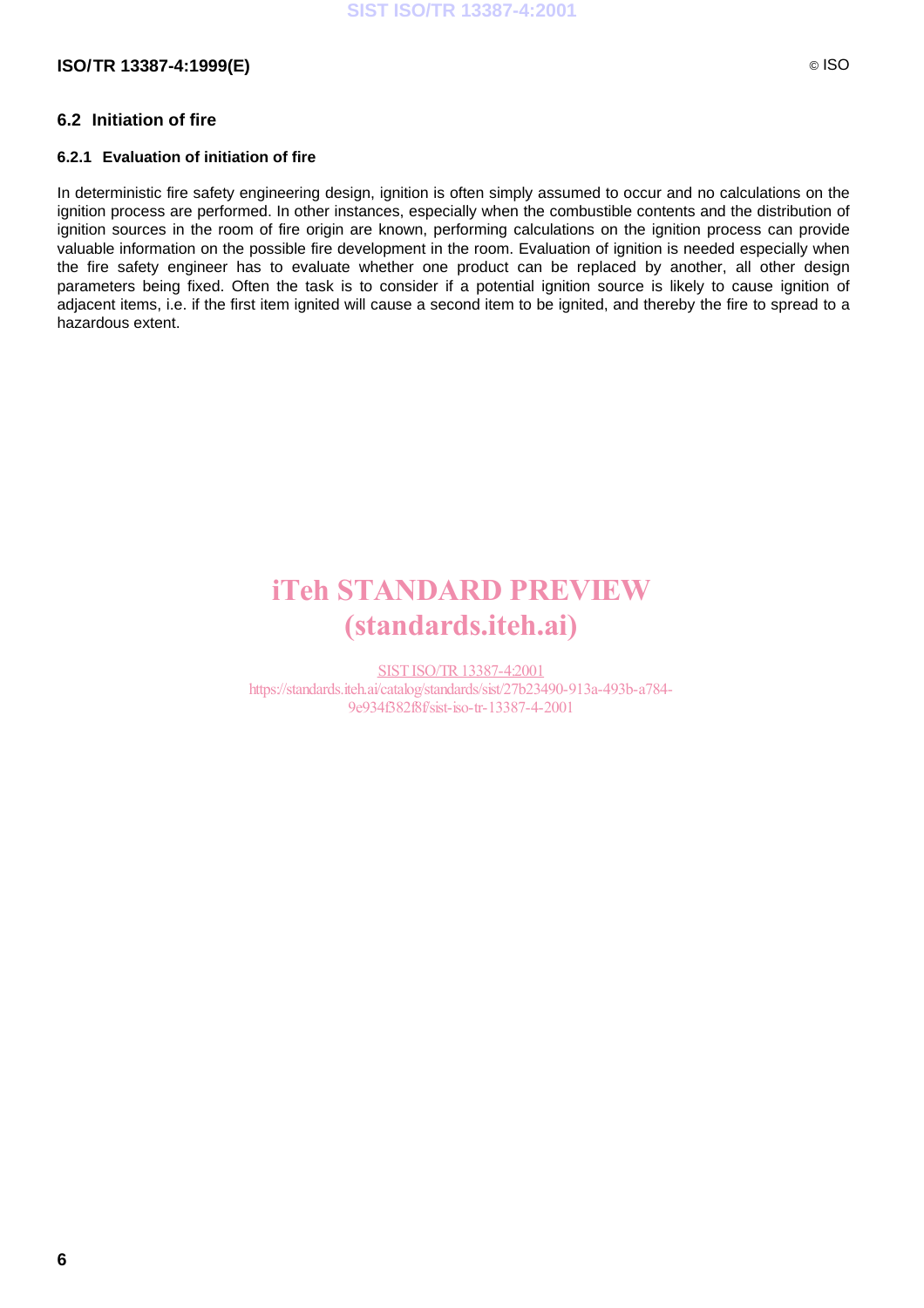## 6.2 Initiation of fire

### 6.2.1 Evaluation of initiation of fire

In deterministic fire safety engineering design, ignition is often simply assumed to occur and no calculations on the ignition process are performed. In other instances, especially when the combustible contents and the distribution of ignition sources in the room of fire origin are known, performing calculations on the ignition process can provide valuable information on the possible fire development in the room. Evaluation of ignition is needed especially when the fire safety engineer has to evaluate whether one product can be replaced by another, all other design parameters being fixed. Often the task is to consider if a potential ignition source is likely to cause ignition of adjacent items, i.e. if the first item ignited will cause a second item to be ignited, and thereby the fire to spread to a hazardous extent.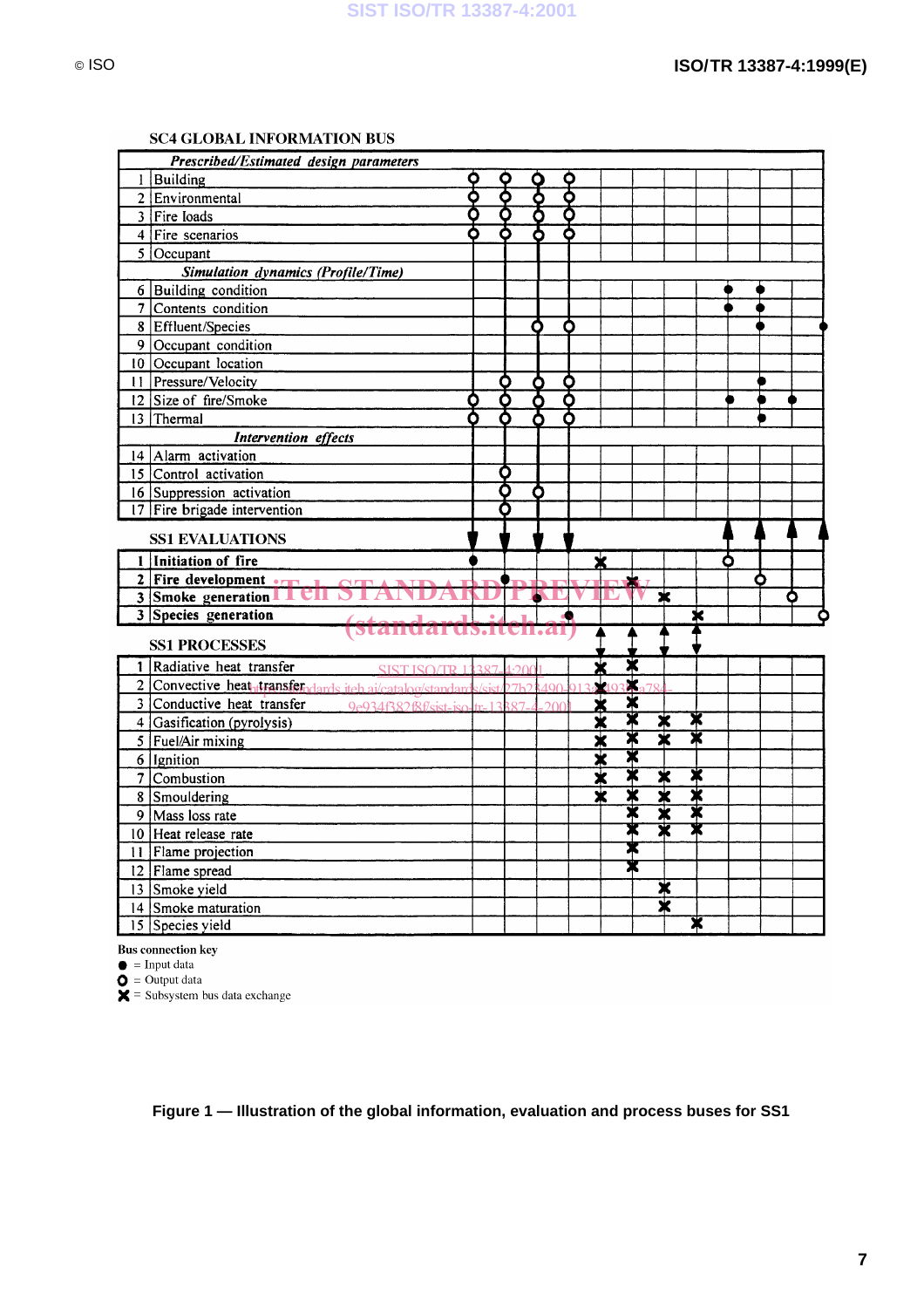SC4 GLOBAL INFORMATION BUS

*Prescribed/Estimated design parameters*

1 Building

2 Environmental

3 Fire loads

4 Fire scenarios

5 Occupant

*Simulation dynamics (Profile/Time)*

6 Building condition

7 Contents condition

8 Effluent/Species

9 Occupant condition

10 Occupant location

11 Pressure/Velocity

12 Size of fire/Smoke

13 Thermal

*Intervention effects*

14 Alarm activation

15 Control activation

16 Suppression activation

17 Fire brigade intervention

SS1 EVALUATIONS

**1 Initiation of fire**

**2 Fire development**

**3 Smoke generation**

**3 Species generation**

SS1 PROCESSES

1 Radiative heat transfer

2 Convective heat transfer

3 Conductive heat transfer

4 Gasification (pyrolysis)

5 Fuel/Air mixing

6 Ignition

7 Combustion

8 Smouldering

9 Mass loss rate

10 Heat release rate

11 Flame projection

12 Flame spread

13 Smoke yield

14 Smoke maturation

15 Species yield

Bus connection key

● = Input data

○ = Output data

✖ = Subsystem bus data exchange

**Figure 1 — Illustration of the global information, evaluation and process buses for SS1**